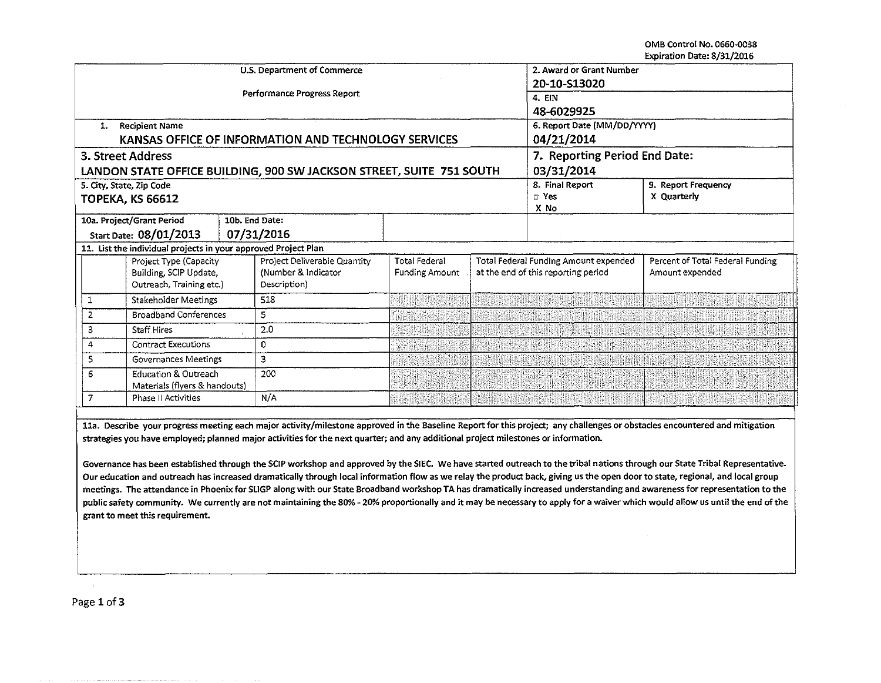OMB Control No. 0660-0038
Expiration Date: 8/31/2016

| U.S. Department of Commerce<br>Performance Progress Report | 2. Award or Grant Number<br>20-10-S13020 | |
|---|---|---|
| | 4. EIN<br>48-6029925 | |
| 1. Recipient Name<br>KANSAS OFFICE OF INFORMATION AND TECHNOLOGY SERVICES | 6. Report Date (MM/DD/YYYY)<br>04/21/2014 | |
| 3. Street Address<br>LANDON STATE OFFICE BUILDING, 900 SW JACKSON STREET, SUITE 751 SOUTH | 7. Reporting Period End Date:<br>03/31/2014 | |
| 5. City, State, Zip Code<br>TOPEKA, KS 66612 | 8. Final Report<br>☐ Yes<br>X No | 9. Report Frequency<br>X Quarterly |
| 10a. Project/Grant Period<br>Start Date: 08/01/2013 — 10b. End Date: 07/31/2016 | | |

11. List the individual projects in your approved Project Plan

| | Project Type (Capacity Building, SCIP Update, Outreach, Training etc.) | Project Deliverable Quantity (Number & Indicator Description) | Total Federal Funding Amount | Total Federal Funding Amount expended at the end of this reporting period | Percent of Total Federal Funding Amount expended |
|---|---|---|---|---|---|
| 1 | Stakeholder Meetings | 518 | | | |
| 2 | Broadband Conferences | 5 | | | |
| 3 | Staff Hires | 2.0 | | | |
| 4 | Contract Executions | 0 | | | |
| 5 | Governances Meetings | 3 | | | |
| 6 | Education & Outreach Materials (flyers & handouts) | 200 | | | |
| 7 | Phase II Activities | N/A | | | |

11a. Describe your progress meeting each major activity/milestone approved in the Baseline Report for this project; any challenges or obstacles encountered and mitigation strategies you have employed; planned major activities for the next quarter; and any additional project milestones or information.

Governance has been established through the SCIP workshop and approved by the SIEC. We have started outreach to the tribal nations through our State Tribal Representative. Our education and outreach has increased dramatically through local information flow as we relay the product back, giving us the open door to state, regional, and local group meetings. The attendance in Phoenix for SLIGP along with our State Broadband workshop TA has dramatically increased understanding and awareness for representation to the public safety community. We currently are not maintaining the 80% - 20% proportionally and it may be necessary to apply for a waiver which would allow us until the end of the grant to meet this requirement.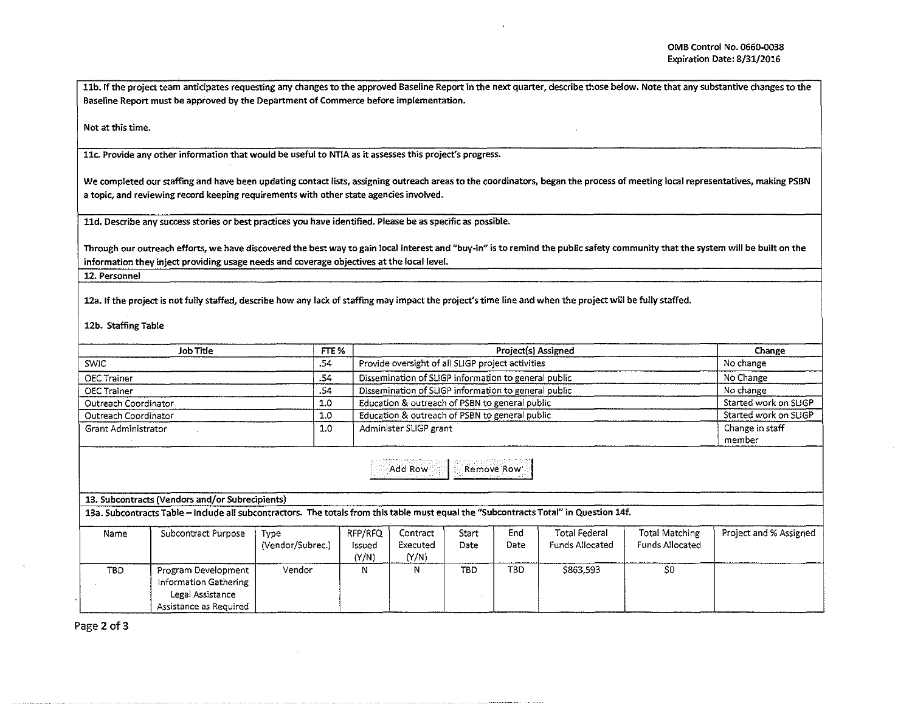**11b. If the project team anticipates requesting any changes to the approved Baseline Report in the next quarter, describe those below. Note that any substantive changes to the Baseline Report must be approved by the Department of Commerce before implementation.**

Not at this time.

**11c. Provide any other information that would be useful to NTIA as it assesses this project's progress.**

We completed our staffing and have been updating contact lists, assigning outreach areas to the coordinators, began the process of meeting local representatives, making PSBN a topic, and reviewing record keeping requirements with other state agencies involved.

**11d. Describe any success stories or best practices you have identified. Please be as specific as possible.**

Through our outreach efforts, we have discovered the best way to gain local interest and "buy-in" is to remind the public safety community that the system will be built on the information they inject providing usage needs and coverage objectives at the local level.

**12. Personnel**

**12a. If the project is not fully staffed, describe how any lack of staffing may impact the project's time line and when the project will be fully staffed.**

**12b. Staffing Table**

| Job Title | FTE % | Project(s) Assigned | Change |
|---|---|---|---|
| SWIC | .54 | Provide oversight of all SLIGP project activities | No change |
| OEC Trainer | .54 | Dissemination of SLIGP information to general public | No Change |
| OEC Trainer | .54 | Dissemination of SLIGP information to general public | No change |
| Outreach Coordinator | 1.0 | Education & outreach of PSBN to general public | Started work on SLIGP |
| Outreach Coordinator | 1.0 | Education & outreach of PSBN to general public | Started work on SLIGP |
| Grant Administrator | 1.0 | Administer SLIGP grant | Change in staff member |

**13. Subcontracts (Vendors and/or Subrecipients)**

**13a. Subcontracts Table – Include all subcontractors. The totals from this table must equal the "Subcontracts Total" in Question 14f.**

| Name | Subcontract Purpose | Type (Vendor/Subrec.) | RFP/RFQ Issued (Y/N) | Contract Executed (Y/N) | Start Date | End Date | Total Federal Funds Allocated | Total Matching Funds Allocated | Project and % Assigned |
|---|---|---|---|---|---|---|---|---|---|
| TBD | Program Development<br>Information Gathering<br>Legal Assistance<br>Assistance as Required | Vendor | N | N | TBD | TBD | $863,593 | $0 | |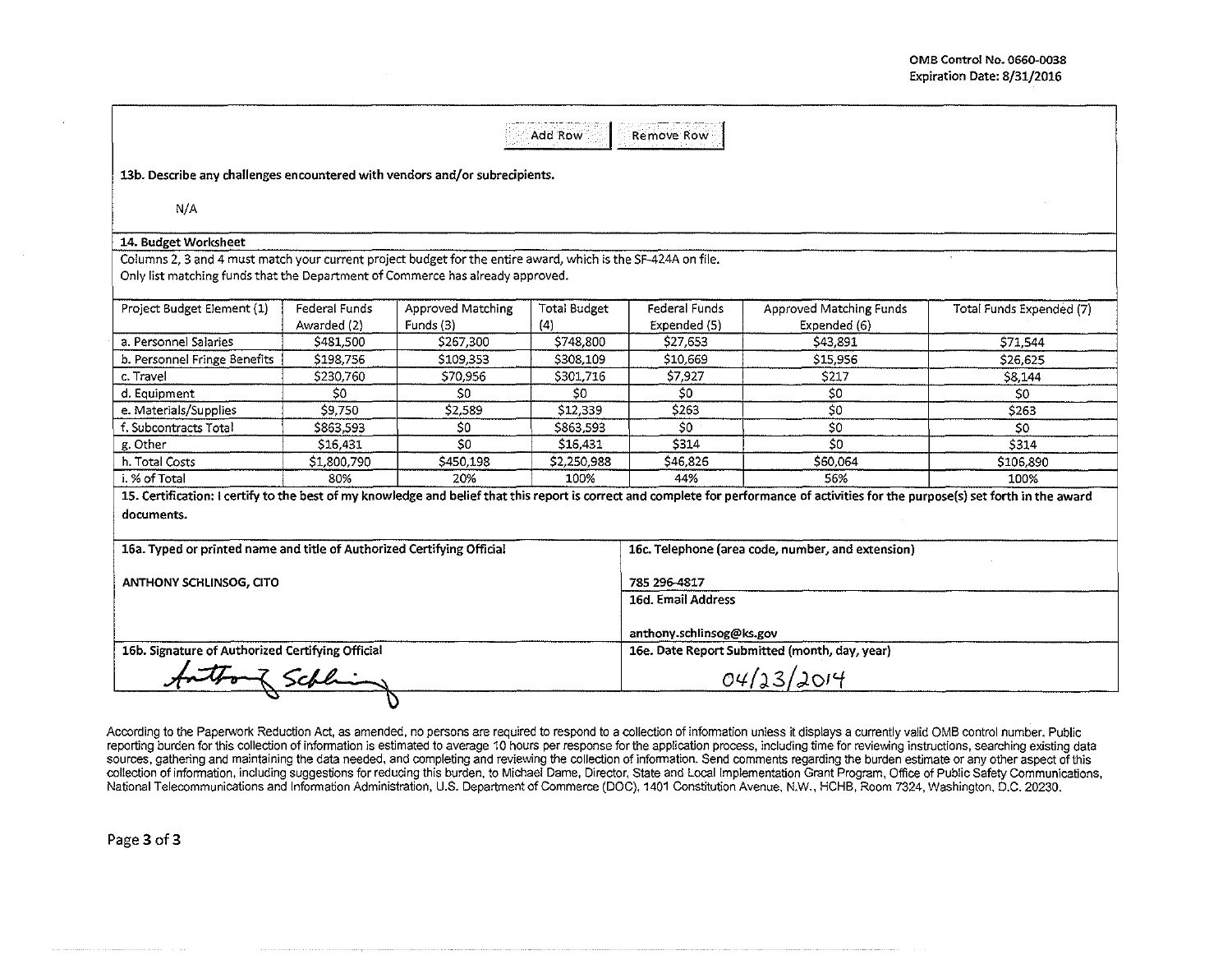OMB Control No. 0660-0038
Expiration Date: 8/31/2016

Add Row | Remove Row

**13b. Describe any challenges encountered with vendors and/or subrecipients.**

N/A

**14. Budget Worksheet**

Columns 2, 3 and 4 must match your current project budget for the entire award, which is the SF-424A on file.
Only list matching funds that the Department of Commerce has already approved.

| Project Budget Element (1) | Federal Funds Awarded (2) | Approved Matching Funds (3) | Total Budget (4) | Federal Funds Expended (5) | Approved Matching Funds Expended (6) | Total Funds Expended (7) |
|---|---|---|---|---|---|---|
| a. Personnel Salaries | $481,500 | $267,300 | $748,800 | $27,653 | $43,891 | $71,544 |
| b. Personnel Fringe Benefits | $198,756 | $109,353 | $308,109 | $10,669 | $15,956 | $26,625 |
| c. Travel | $230,760 | $70,956 | $301,716 | $7,927 | $217 | $8,144 |
| d. Equipment | $0 | $0 | $0 | $0 | $0 | $0 |
| e. Materials/Supplies | $9,750 | $2,589 | $12,339 | $263 | $0 | $263 |
| f. Subcontracts Total | $863,593 | $0 | $863,593 | $0 | $0 | $0 |
| g. Other | $16,431 | $0 | $16,431 | $314 | $0 | $314 |
| h. Total Costs | $1,800,790 | $450,198 | $2,250,988 | $46,826 | $60,064 | $106,890 |
| i. % of Total | 80% | 20% | 100% | 44% | 56% | 100% |

**15. Certification: I certify to the best of my knowledge and belief that this report is correct and complete for performance of activities for the purpose(s) set forth in the award documents.**

**16a. Typed or printed name and title of Authorized Certifying Official**

**ANTHONY SCHLINSOG, CITO**

**16b. Signature of Authorized Certifying Official**

Anthony Schlinsog

**16c. Telephone (area code, number, and extension)**

785 296-4817

**16d. Email Address**

anthony.schlinsog@ks.gov

**16e. Date Report Submitted (month, day, year)**

04/23/2014

According to the Paperwork Reduction Act, as amended, no persons are required to respond to a collection of information unless it displays a currently valid OMB control number. Public reporting burden for this collection of information is estimated to average 10 hours per response for the application process, including time for reviewing instructions, searching existing data sources, gathering and maintaining the data needed, and completing and reviewing the collection of information. Send comments regarding the burden estimate or any other aspect of this collection of information, including suggestions for reducing this burden, to Michael Dame, Director, State and Local Implementation Grant Program, Office of Public Safety Communications, National Telecommunications and Information Administration, U.S. Department of Commerce (DOC), 1401 Constitution Avenue, N.W., HCHB, Room 7324, Washington, D.C. 20230.